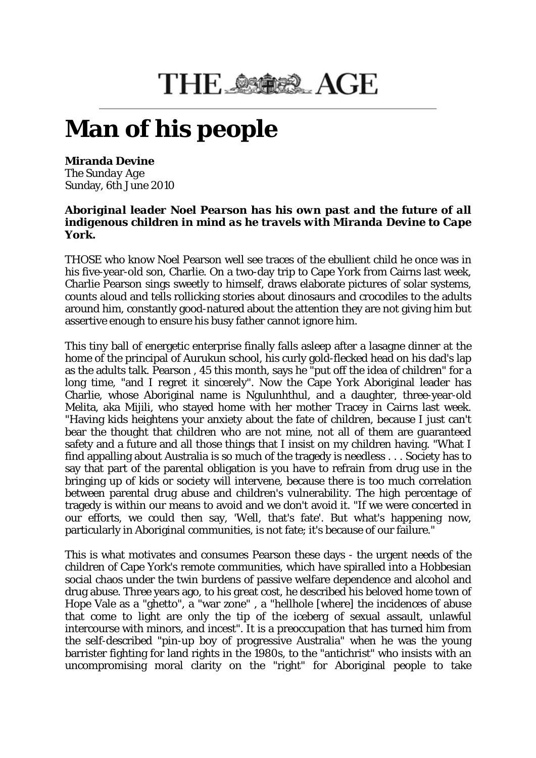# THE AGE

# Man of his people

**Miranda Devine**
*The Sunday Age*
Sunday, 6th June 2010

***Aboriginal leader Noel Pearson has his own past and the future of all indigenous children in mind as he travels with Miranda Devine to Cape York.***

THOSE who know Noel Pearson well see traces of the ebullient child he once was in his five-year-old son, Charlie. On a two-day trip to Cape York from Cairns last week, Charlie Pearson sings sweetly to himself, draws elaborate pictures of solar systems, counts aloud and tells rollicking stories about dinosaurs and crocodiles to the adults around him, constantly good-natured about the attention they are not giving him but assertive enough to ensure his busy father cannot ignore him.

This tiny ball of energetic enterprise finally falls asleep after a lasagne dinner at the home of the principal of Aurukun school, his curly gold-flecked head on his dad's lap as the adults talk. Pearson , 45 this month, says he "put off the idea of children" for a long time, "and I regret it sincerely". Now the Cape York Aboriginal leader has Charlie, whose Aboriginal name is Ngulunhthul, and a daughter, three-year-old Melita, aka Mijili, who stayed home with her mother Tracey in Cairns last week. "Having kids heightens your anxiety about the fate of children, because I just can't bear the thought that children who are not mine, not all of them are guaranteed safety and a future and all those things that I insist on my children having. "What I find appalling about Australia is so much of the tragedy is needless . . . Society has to say that part of the parental obligation is you have to refrain from drug use in the bringing up of kids or society will intervene, because there is too much correlation between parental drug abuse and children's vulnerability. The high percentage of tragedy is within our means to avoid and we don't avoid it. "If we were concerted in our efforts, we could then say, 'Well, that's fate'. But what's happening now, particularly in Aboriginal communities, is not fate; it's because of our failure."

This is what motivates and consumes Pearson these days - the urgent needs of the children of Cape York's remote communities, which have spiralled into a Hobbesian social chaos under the twin burdens of passive welfare dependence and alcohol and drug abuse. Three years ago, to his great cost, he described his beloved home town of Hope Vale as a "ghetto", a "war zone" , a "hellhole [where] the incidences of abuse that come to light are only the tip of the iceberg of sexual assault, unlawful intercourse with minors, and incest". It is a preoccupation that has turned him from the self-described "pin-up boy of progressive Australia" when he was the young barrister fighting for land rights in the 1980s, to the "antichrist" who insists with an uncompromising moral clarity on the "right" for Aboriginal people to take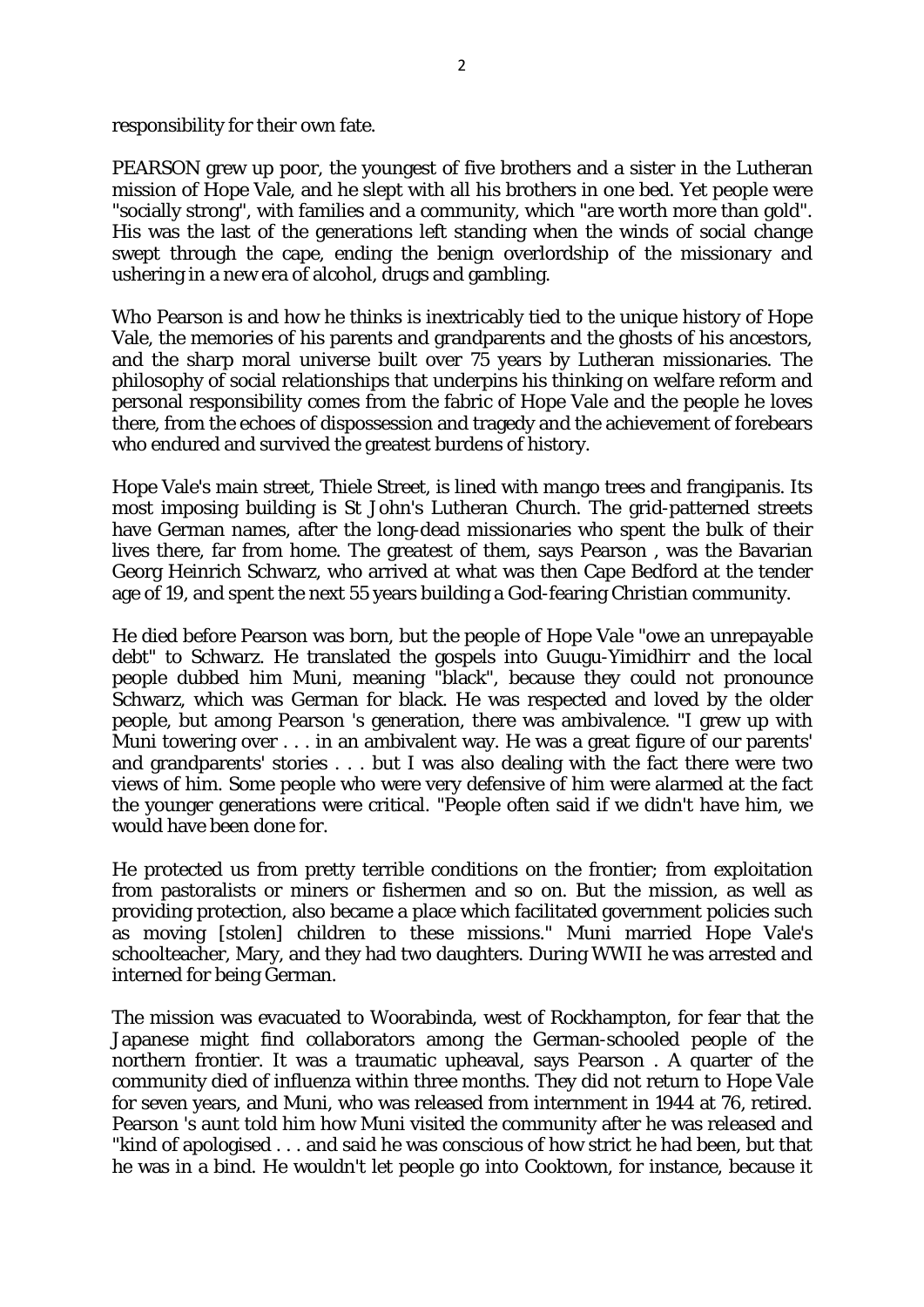responsibility for their own fate.

PEARSON grew up poor, the youngest of five brothers and a sister in the Lutheran mission of Hope Vale, and he slept with all his brothers in one bed. Yet people were "socially strong", with families and a community, which "are worth more than gold". His was the last of the generations left standing when the winds of social change swept through the cape, ending the benign overlordship of the missionary and ushering in a new era of alcohol, drugs and gambling.

Who Pearson is and how he thinks is inextricably tied to the unique history of Hope Vale, the memories of his parents and grandparents and the ghosts of his ancestors, and the sharp moral universe built over 75 years by Lutheran missionaries. The philosophy of social relationships that underpins his thinking on welfare reform and personal responsibility comes from the fabric of Hope Vale and the people he loves there, from the echoes of dispossession and tragedy and the achievement of forebears who endured and survived the greatest burdens of history.

Hope Vale's main street, Thiele Street, is lined with mango trees and frangipanis. Its most imposing building is St John's Lutheran Church. The grid-patterned streets have German names, after the long-dead missionaries who spent the bulk of their lives there, far from home. The greatest of them, says Pearson , was the Bavarian Georg Heinrich Schwarz, who arrived at what was then Cape Bedford at the tender age of 19, and spent the next 55 years building a God-fearing Christian community.

He died before Pearson was born, but the people of Hope Vale "owe an unrepayable debt" to Schwarz. He translated the gospels into Guugu-Yimidhirr and the local people dubbed him Muni, meaning "black", because they could not pronounce Schwarz, which was German for black. He was respected and loved by the older people, but among Pearson 's generation, there was ambivalence. "I grew up with Muni towering over . . . in an ambivalent way. He was a great figure of our parents' and grandparents' stories . . . but I was also dealing with the fact there were two views of him. Some people who were very defensive of him were alarmed at the fact the younger generations were critical. "People often said if we didn't have him, we would have been done for.

He protected us from pretty terrible conditions on the frontier; from exploitation from pastoralists or miners or fishermen and so on. But the mission, as well as providing protection, also became a place which facilitated government policies such as moving [stolen] children to these missions." Muni married Hope Vale's schoolteacher, Mary, and they had two daughters. During WWII he was arrested and interned for being German.

The mission was evacuated to Woorabinda, west of Rockhampton, for fear that the Japanese might find collaborators among the German-schooled people of the northern frontier. It was a traumatic upheaval, says Pearson . A quarter of the community died of influenza within three months. They did not return to Hope Vale for seven years, and Muni, who was released from internment in 1944 at 76, retired. Pearson 's aunt told him how Muni visited the community after he was released and "kind of apologised . . . and said he was conscious of how strict he had been, but that he was in a bind. He wouldn't let people go into Cooktown, for instance, because it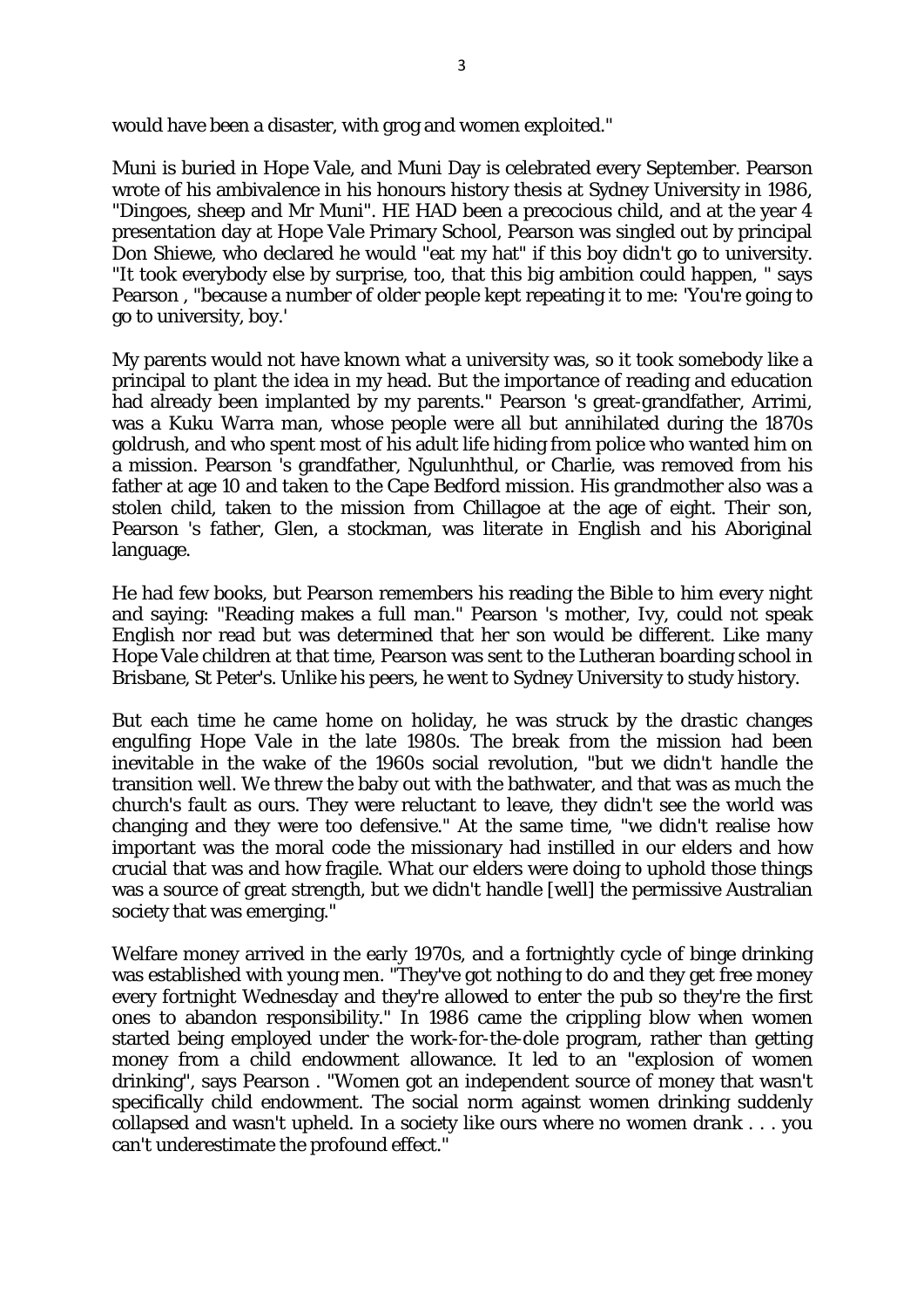would have been a disaster, with grog and women exploited."

Muni is buried in Hope Vale, and Muni Day is celebrated every September. Pearson wrote of his ambivalence in his honours history thesis at Sydney University in 1986, "Dingoes, sheep and Mr Muni". HE HAD been a precocious child, and at the year 4 presentation day at Hope Vale Primary School, Pearson was singled out by principal Don Shiewe, who declared he would "eat my hat" if this boy didn't go to university. "It took everybody else by surprise, too, that this big ambition could happen, " says Pearson , "because a number of older people kept repeating it to me: 'You're going to go to university, boy.'

My parents would not have known what a university was, so it took somebody like a principal to plant the idea in my head. But the importance of reading and education had already been implanted by my parents." Pearson 's great-grandfather, Arrimi, was a Kuku Warra man, whose people were all but annihilated during the 1870s goldrush, and who spent most of his adult life hiding from police who wanted him on a mission. Pearson 's grandfather, Ngulunhthul, or Charlie, was removed from his father at age 10 and taken to the Cape Bedford mission. His grandmother also was a stolen child, taken to the mission from Chillagoe at the age of eight. Their son, Pearson 's father, Glen, a stockman, was literate in English and his Aboriginal language.

He had few books, but Pearson remembers his reading the Bible to him every night and saying: "Reading makes a full man." Pearson 's mother, Ivy, could not speak English nor read but was determined that her son would be different. Like many Hope Vale children at that time, Pearson was sent to the Lutheran boarding school in Brisbane, St Peter's. Unlike his peers, he went to Sydney University to study history.

But each time he came home on holiday, he was struck by the drastic changes engulfing Hope Vale in the late 1980s. The break from the mission had been inevitable in the wake of the 1960s social revolution, "but we didn't handle the transition well. We threw the baby out with the bathwater, and that was as much the church's fault as ours. They were reluctant to leave, they didn't see the world was changing and they were too defensive." At the same time, "we didn't realise how important was the moral code the missionary had instilled in our elders and how crucial that was and how fragile. What our elders were doing to uphold those things was a source of great strength, but we didn't handle [well] the permissive Australian society that was emerging."

Welfare money arrived in the early 1970s, and a fortnightly cycle of binge drinking was established with young men. "They've got nothing to do and they get free money every fortnight Wednesday and they're allowed to enter the pub so they're the first ones to abandon responsibility." In 1986 came the crippling blow when women started being employed under the work-for-the-dole program, rather than getting money from a child endowment allowance. It led to an "explosion of women drinking", says Pearson . "Women got an independent source of money that wasn't specifically child endowment. The social norm against women drinking suddenly collapsed and wasn't upheld. In a society like ours where no women drank . . . you can't underestimate the profound effect."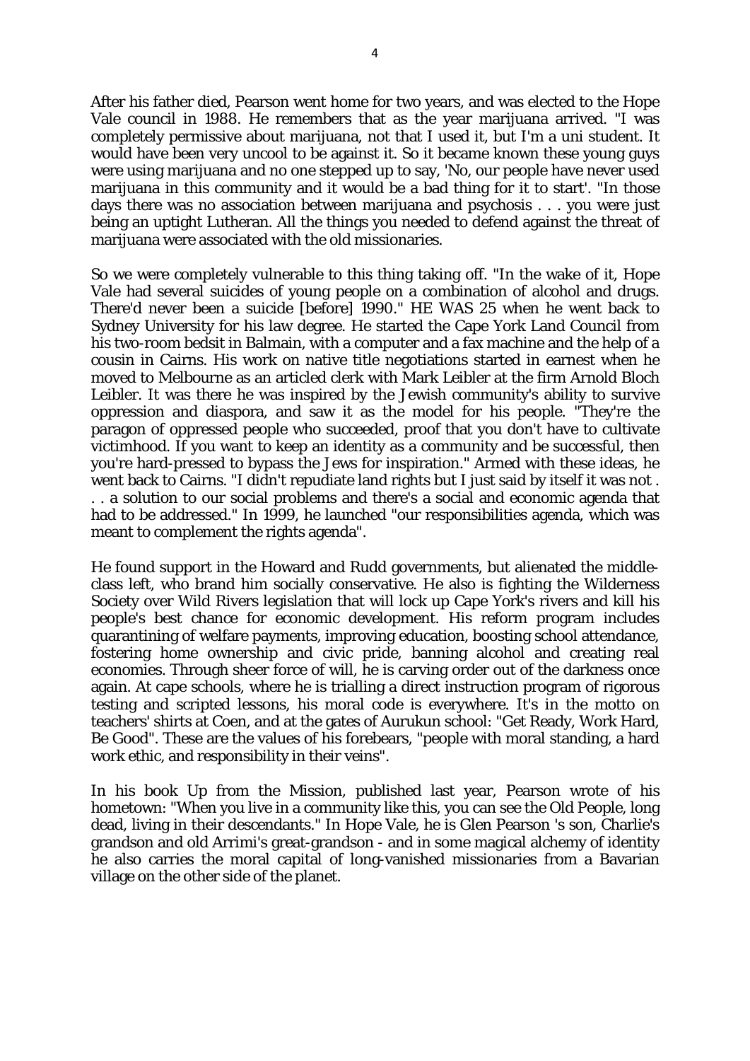After his father died, Pearson went home for two years, and was elected to the Hope Vale council in 1988. He remembers that as the year marijuana arrived. "I was completely permissive about marijuana, not that I used it, but I'm a uni student. It would have been very uncool to be against it. So it became known these young guys were using marijuana and no one stepped up to say, 'No, our people have never used marijuana in this community and it would be a bad thing for it to start'. "In those days there was no association between marijuana and psychosis . . . you were just being an uptight Lutheran. All the things you needed to defend against the threat of marijuana were associated with the old missionaries.

So we were completely vulnerable to this thing taking off. "In the wake of it, Hope Vale had several suicides of young people on a combination of alcohol and drugs. There'd never been a suicide [before] 1990." HE WAS 25 when he went back to Sydney University for his law degree. He started the Cape York Land Council from his two-room bedsit in Balmain, with a computer and a fax machine and the help of a cousin in Cairns. His work on native title negotiations started in earnest when he moved to Melbourne as an articled clerk with Mark Leibler at the firm Arnold Bloch Leibler. It was there he was inspired by the Jewish community's ability to survive oppression and diaspora, and saw it as the model for his people. "They're the paragon of oppressed people who succeeded, proof that you don't have to cultivate victimhood. If you want to keep an identity as a community and be successful, then you're hard-pressed to bypass the Jews for inspiration." Armed with these ideas, he went back to Cairns. "I didn't repudiate land rights but I just said by itself it was not . . . a solution to our social problems and there's a social and economic agenda that had to be addressed." In 1999, he launched "our responsibilities agenda, which was meant to complement the rights agenda".

He found support in the Howard and Rudd governments, but alienated the middle-class left, who brand him socially conservative. He also is fighting the Wilderness Society over Wild Rivers legislation that will lock up Cape York's rivers and kill his people's best chance for economic development. His reform program includes quarantining of welfare payments, improving education, boosting school attendance, fostering home ownership and civic pride, banning alcohol and creating real economies. Through sheer force of will, he is carving order out of the darkness once again. At cape schools, where he is trialling a direct instruction program of rigorous testing and scripted lessons, his moral code is everywhere. It's in the motto on teachers' shirts at Coen, and at the gates of Aurukun school: "Get Ready, Work Hard, Be Good". These are the values of his forebears, "people with moral standing, a hard work ethic, and responsibility in their veins".

In his book Up from the Mission, published last year, Pearson wrote of his hometown: "When you live in a community like this, you can see the Old People, long dead, living in their descendants." In Hope Vale, he is Glen Pearson 's son, Charlie's grandson and old Arrimi's great-grandson - and in some magical alchemy of identity he also carries the moral capital of long-vanished missionaries from a Bavarian village on the other side of the planet.